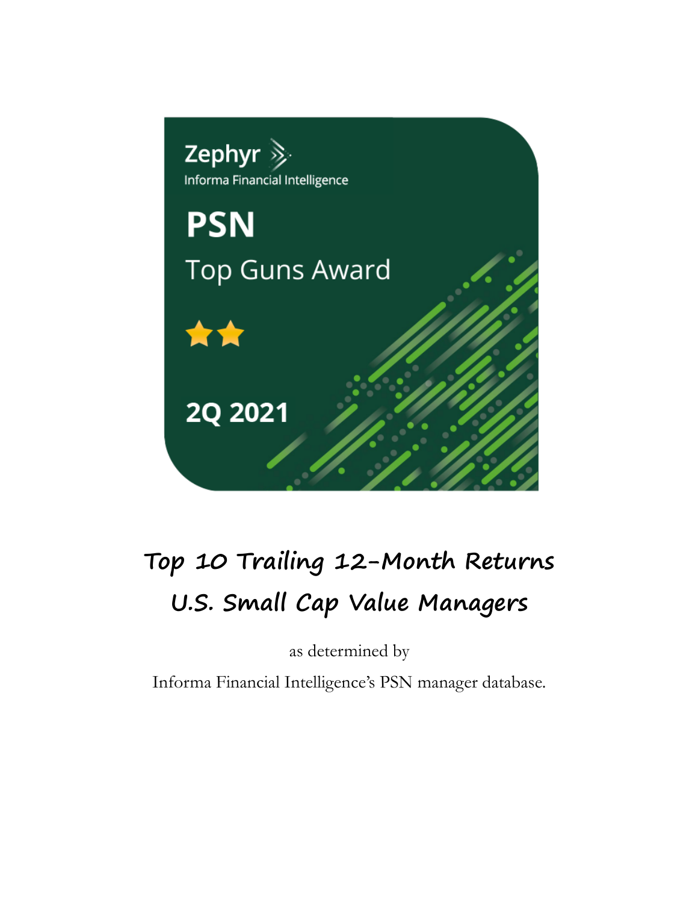Zephyr

Informa Financial Intelligence

# PSN

## Top Guns Award

★★

2Q 2021

# Top 10 Trailing 12-Month Returns

# U.S. Small Cap Value Managers

as determined by

Informa Financial Intelligence's PSN manager database.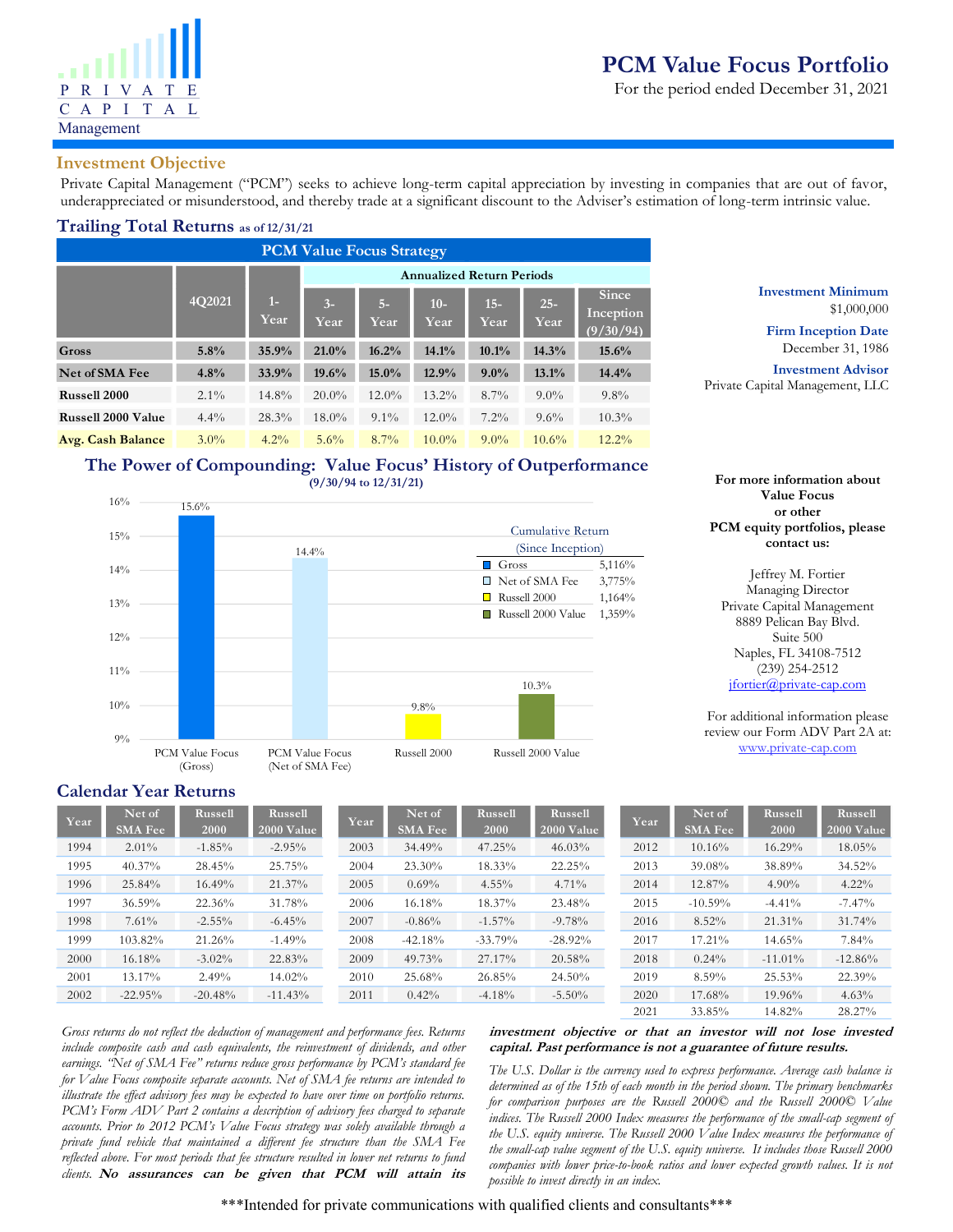# PCM Value Focus Portfolio

For the period ended December 31, 2021

PRIVATE CAPITAL Management

## Investment Objective

Private Capital Management ("PCM") seeks to achieve long-term capital appreciation by investing in companies that are out of favor, underappreciated or misunderstood, and thereby trade at a significant discount to the Adviser's estimation of long-term intrinsic value.

## Trailing Total Returns as of 12/31/21

**PCM Value Focus Strategy**

| | 4Q2021 | 1-Year | Annualized Return Periods | | | | | |
|---|---|---|---|---|---|---|---|---|
| | | | 3-Year | 5-Year | 10-Year | 15-Year | 25-Year | Since Inception (9/30/94) |
| **Gross** | **5.8%** | **35.9%** | **21.0%** | **16.2%** | **14.1%** | **10.1%** | **14.3%** | **15.6%** |
| **Net of SMA Fee** | **4.8%** | **33.9%** | **19.6%** | **15.0%** | **12.9%** | **9.0%** | **13.1%** | **14.4%** |
| **Russell 2000** | 2.1% | 14.8% | 20.0% | 12.0% | 13.2% | 8.7% | 9.0% | 9.8% |
| **Russell 2000 Value** | 4.4% | 28.3% | 18.0% | 9.1% | 12.0% | 7.2% | 9.6% | 10.3% |
| **Avg. Cash Balance** | 3.0% | 4.2% | 5.6% | 8.7% | 10.0% | 9.0% | 10.6% | 12.2% |

**Investment Minimum**
$1,000,000

**Firm Inception Date**
December 31, 1986

**Investment Advisor**
Private Capital Management, LLC

## The Power of Compounding: Value Focus' History of Outperformance

(9/30/94 to 12/31/21)

| | Annualized Return | Cumulative Return (Since Inception) |
|---|---|---|
| PCM Value Focus (Gross) | 15.6% | 5,116% |
| PCM Value Focus (Net of SMA Fee) | 14.4% | 3,775% |
| Russell 2000 | 9.8% | 1,164% |
| Russell 2000 Value | 10.3% | 1,359% |

**For more information about Value Focus or other PCM equity portfolios, please contact us:**

Jeffrey M. Fortier
Managing Director
Private Capital Management
8889 Pelican Bay Blvd.
Suite 500
Naples, FL 34108-7512
(239) 254-2512
jfortier@private-cap.com

For additional information please review our Form ADV Part 2A at: www.private-cap.com

## Calendar Year Returns

| Year | Net of SMA Fee | Russell 2000 | Russell 2000 Value |
|---|---|---|---|
| 1994 | 2.01% | -1.85% | -2.95% |
| 1995 | 40.37% | 28.45% | 25.75% |
| 1996 | 25.84% | 16.49% | 21.37% |
| 1997 | 36.59% | 22.36% | 31.78% |
| 1998 | 7.61% | -2.55% | -6.45% |
| 1999 | 103.82% | 21.26% | -1.49% |
| 2000 | 16.18% | -3.02% | 22.83% |
| 2001 | 13.17% | 2.49% | 14.02% |
| 2002 | -22.95% | -20.48% | -11.43% |
| 2003 | 34.49% | 47.25% | 46.03% |
| 2004 | 23.30% | 18.33% | 22.25% |
| 2005 | 0.69% | 4.55% | 4.71% |
| 2006 | 16.18% | 18.37% | 23.48% |
| 2007 | -0.86% | -1.57% | -9.78% |
| 2008 | -42.18% | -33.79% | -28.92% |
| 2009 | 49.73% | 27.17% | 20.58% |
| 2010 | 25.68% | 26.85% | 24.50% |
| 2011 | 0.42% | -4.18% | -5.50% |
| 2012 | 10.16% | 16.29% | 18.05% |
| 2013 | 39.08% | 38.89% | 34.52% |
| 2014 | 12.87% | 4.90% | 4.22% |
| 2015 | -10.59% | -4.41% | -7.47% |
| 2016 | 8.52% | 21.31% | 31.74% |
| 2017 | 17.21% | 14.65% | 7.84% |
| 2018 | 0.24% | -11.01% | -12.86% |
| 2019 | 8.59% | 25.53% | 22.39% |
| 2020 | 17.68% | 19.96% | 4.63% |
| 2021 | 33.85% | 14.82% | 28.27% |

*Gross returns do not reflect the deduction of management and performance fees. Returns include composite cash and cash equivalents, the reinvestment of dividends, and other earnings. "Net of SMA Fee" returns reduce gross performance by PCM's standard fee for Value Focus composite separate accounts. Net of SMA fee returns are intended to illustrate the effect advisory fees may be expected to have over time on portfolio returns. PCM's Form ADV Part 2 contains a description of advisory fees charged to separate accounts. Prior to 2012 PCM's Value Focus strategy was solely available through a private fund vehicle that maintained a different fee structure than the SMA Fee reflected above. For most periods that fee structure resulted in lower net returns to fund clients.* ***No assurances can be given that PCM will attain its investment objective or that an investor will not lose invested capital. Past performance is not a guarantee of future results.***

*The U.S. Dollar is the currency used to express performance. Average cash balance is determined as of the 15th of each month in the period shown. The primary benchmarks for comparison purposes are the Russell 2000© and the Russell 2000© Value indices. The Russell 2000 Index measures the performance of the small-cap segment of the U.S. equity universe. The Russell 2000 Value Index measures the performance of the small-cap value segment of the U.S. equity universe. It includes those Russell 2000 companies with lower price-to-book ratios and lower expected growth values. It is not possible to invest directly in an index.*

\*\*\*Intended for private communications with qualified clients and consultants\*\*\*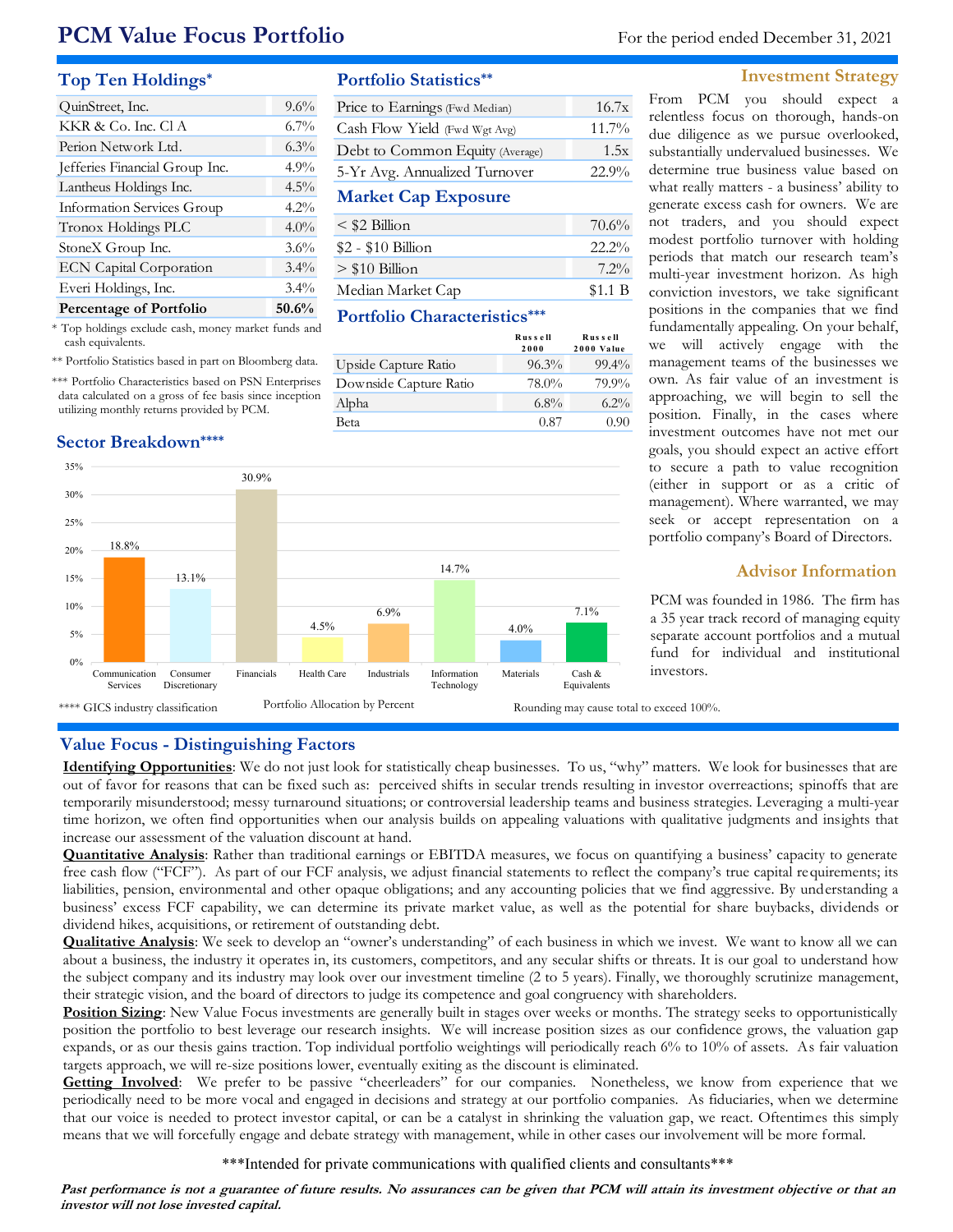# PCM Value Focus Portfolio

For the period ended December 31, 2021

## Top Ten Holdings*

| | |
|---|---|
| QuinStreet, Inc. | 9.6% |
| KKR & Co. Inc. Cl A | 6.7% |
| Perion Network Ltd. | 6.3% |
| Jefferies Financial Group Inc. | 4.9% |
| Lantheus Holdings Inc. | 4.5% |
| Information Services Group | 4.2% |
| Tronox Holdings PLC | 4.0% |
| StoneX Group Inc. | 3.6% |
| ECN Capital Corporation | 3.4% |
| Everi Holdings, Inc. | 3.4% |
| **Percentage of Portfolio** | **50.6%** |

\* Top holdings exclude cash, money market funds and cash equivalents.

** Portfolio Statistics based in part on Bloomberg data.

*** Portfolio Characteristics based on PSN Enterprises data calculated on a gross of fee basis since inception utilizing monthly returns provided by PCM.

## Portfolio Statistics**

| | |
|---|---|
| Price to Earnings (Fwd Median) | 16.7x |
| Cash Flow Yield (Fwd Wgt Avg) | 11.7% |
| Debt to Common Equity (Average) | 1.5x |
| 5-Yr Avg. Annualized Turnover | 22.9% |

## Market Cap Exposure

| | |
|---|---|
| < $2 Billion | 70.6% |
| $2 - $10 Billion | 22.2% |
| > $10 Billion | 7.2% |
| Median Market Cap | $1.1 B |

## Portfolio Characteristics***

| | Russell 2000 | Russell 2000 Value |
|---|---|---|
| Upside Capture Ratio | 96.3% | 99.4% |
| Downside Capture Ratio | 78.0% | 79.9% |
| Alpha | 6.8% | 6.2% |
| Beta | 0.87 | 0.90 |

## Sector Breakdown****

| Sector | Portfolio Allocation by Percent |
|---|---|
| Communication Services | 18.8% |
| Consumer Discretionary | 13.1% |
| Financials | 30.9% |
| Health Care | 4.5% |
| Industrials | 6.9% |
| Information Technology | 14.7% |
| Materials | 4.0% |
| Cash & Equivalents | 7.1% |

**** GICS industry classification

Portfolio Allocation by Percent

Rounding may cause total to exceed 100%.

## Investment Strategy

From PCM you should expect a relentless focus on thorough, hands-on due diligence as we pursue overlooked, substantially undervalued businesses. We determine true business value based on what really matters - a business' ability to generate excess cash for owners. We are not traders, and you should expect modest portfolio turnover with holding periods that match our research team's multi-year investment horizon. As high conviction investors, we take significant positions in the companies that we find fundamentally appealing. On your behalf, we will actively engage with the management teams of the businesses we own. As fair value of an investment is approaching, we will begin to sell the position. Finally, in the cases where investment outcomes have not met our goals, you should expect an active effort to secure a path to value recognition (either in support or as a critic of management). Where warranted, we may seek or accept representation on a portfolio company's Board of Directors.

## Advisor Information

PCM was founded in 1986. The firm has a 35 year track record of managing equity separate account portfolios and a mutual fund for individual and institutional investors.

## Value Focus - Distinguishing Factors

**Identifying Opportunities**: We do not just look for statistically cheap businesses. To us, "why" matters. We look for businesses that are out of favor for reasons that can be fixed such as: perceived shifts in secular trends resulting in investor overreactions; spinoffs that are temporarily misunderstood; messy turnaround situations; or controversial leadership teams and business strategies. Leveraging a multi-year time horizon, we often find opportunities when our analysis builds on appealing valuations with qualitative judgments and insights that increase our assessment of the valuation discount at hand.

**Quantitative Analysis**: Rather than traditional earnings or EBITDA measures, we focus on quantifying a business' capacity to generate free cash flow ("FCF"). As part of our FCF analysis, we adjust financial statements to reflect the company's true capital requirements; its liabilities, pension, environmental and other opaque obligations; and any accounting policies that we find aggressive. By understanding a business' excess FCF capability, we can determine its private market value, as well as the potential for share buybacks, dividends or dividend hikes, acquisitions, or retirement of outstanding debt.

**Qualitative Analysis**: We seek to develop an "owner's understanding" of each business in which we invest. We want to know all we can about a business, the industry it operates in, its customers, competitors, and any secular shifts or threats. It is our goal to understand how the subject company and its industry may look over our investment timeline (2 to 5 years). Finally, we thoroughly scrutinize management, their strategic vision, and the board of directors to judge its competence and goal congruency with shareholders.

**Position Sizing**: New Value Focus investments are generally built in stages over weeks or months. The strategy seeks to opportunistically position the portfolio to best leverage our research insights. We will increase position sizes as our confidence grows, the valuation gap expands, or as our thesis gains traction. Top individual portfolio weightings will periodically reach 6% to 10% of assets. As fair valuation targets approach, we will re-size positions lower, eventually exiting as the discount is eliminated.

**Getting Involved**: We prefer to be passive "cheerleaders" for our companies. Nonetheless, we know from experience that we periodically need to be more vocal and engaged in decisions and strategy at our portfolio companies. As fiduciaries, when we determine that our voice is needed to protect investor capital, or can be a catalyst in shrinking the valuation gap, we react. Oftentimes this simply means that we will forcefully engage and debate strategy with management, while in other cases our involvement will be more formal.

***Intended for private communications with qualified clients and consultants***

***Past performance is not a guarantee of future results. No assurances can be given that PCM will attain its investment objective or that an investor will not lose invested capital.***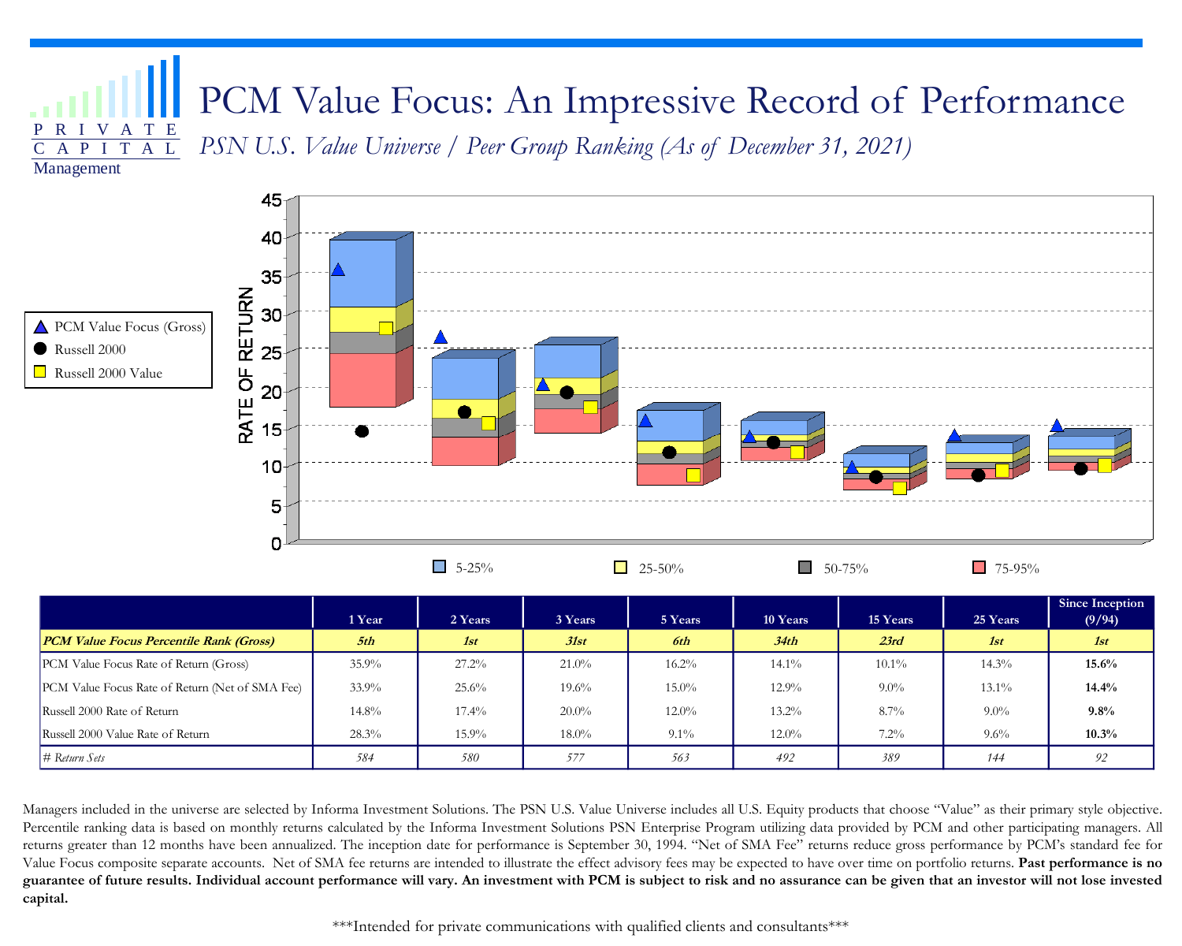# PCM Value Focus: An Impressive Record of Performance

*PSN U.S. Value Universe / Peer Group Ranking (As of December 31, 2021)*

|  | 1 Year | 2 Years | 3 Years | 5 Years | 10 Years | 15 Years | 25 Years | Since Inception (9/94) |
|---|---|---|---|---|---|---|---|---|
| ***PCM Value Focus Percentile Rank (Gross)*** | ***5th*** | ***1st*** | ***31st*** | ***6th*** | ***34th*** | ***23rd*** | ***1st*** | ***1st*** |
| PCM Value Focus Rate of Return (Gross) | 35.9% | 27.2% | 21.0% | 16.2% | 14.1% | 10.1% | 14.3% | **15.6%** |
| PCM Value Focus Rate of Return (Net of SMA Fee) | 33.9% | 25.6% | 19.6% | 15.0% | 12.9% | 9.0% | 13.1% | **14.4%** |
| Russell 2000 Rate of Return | 14.8% | 17.4% | 20.0% | 12.0% | 13.2% | 8.7% | 9.0% | **9.8%** |
| Russell 2000 Value Rate of Return | 28.3% | 15.9% | 18.0% | 9.1% | 12.0% | 7.2% | 9.6% | **10.3%** |
| *# Return Sets* | *584* | *580* | *577* | *563* | *492* | *389* | *144* | *92* |

Managers included in the universe are selected by Informa Investment Solutions. The PSN U.S. Value Universe includes all U.S. Equity products that choose "Value" as their primary style objective. Percentile ranking data is based on monthly returns calculated by the Informa Investment Solutions PSN Enterprise Program utilizing data provided by PCM and other participating managers. All returns greater than 12 months have been annualized. The inception date for performance is September 30, 1994. "Net of SMA Fee" returns reduce gross performance by PCM's standard fee for Value Focus composite separate accounts. Net of SMA fee returns are intended to illustrate the effect advisory fees may be expected to have over time on portfolio returns. **Past performance is no guarantee of future results. Individual account performance will vary. An investment with PCM is subject to risk and no assurance can be given that an investor will not lose invested capital.**

\*\*\*Intended for private communications with qualified clients and consultants\*\*\*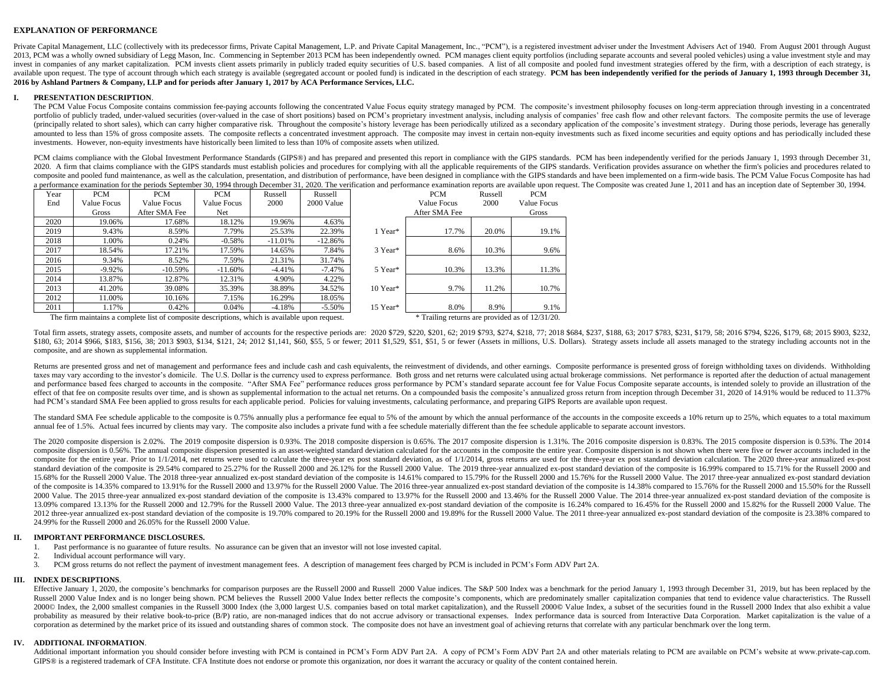## EXPLANATION OF PERFORMANCE

Private Capital Management, LLC (collectively with its predecessor firms, Private Capital Management, L.P. and Private Capital Management, Inc., "PCM"), is a registered investment adviser under the Investment Advisers Act of 1940. From August 2001 through August 2013, PCM was a wholly owned subsidiary of Legg Mason, Inc. Commencing in September 2013 PCM has been independently owned. PCM manages client equity portfolios (including separate accounts and several pooled vehicles) using a value investment style and may invest in companies of any market capitalization. PCM invests client assets primarily in publicly traded equity securities of U.S. based companies. A list of all composite and pooled fund investment strategies offered by the firm, with a description of each strategy, is available upon request. The type of account through which each strategy is available (segregated account or pooled fund) is indicated in the description of each strategy. **PCM has been independently verified for the periods of January 1, 1993 through December 31, 2016 by Ashland Partners & Company, LLP and for periods after January 1, 2017 by ACA Performance Services, LLC.**

### I. PRESENTATION DESCRIPTION.

The PCM Value Focus Composite contains commission fee-paying accounts following the concentrated Value Focus equity strategy managed by PCM. The composite's investment philosophy focuses on long-term appreciation through investing in a concentrated portfolio of publicly traded, under-valued securities (over-valued in the case of short positions) based on PCM's proprietary investment analysis, including analysis of companies' free cash flow and other relevant factors. The composite permits the use of leverage (principally related to short sales), which can carry higher comparative risk. Throughout the composite's history leverage has been periodically utilized as a secondary application of the composite's investment strategy. During those periods, leverage has generally amounted to less than 15% of gross composite assets. The composite reflects a concentrated investment approach. The composite may invest in certain non-equity investments such as fixed income securities and equity options and has periodically included these investments. However, non-equity investments have historically been limited to less than 10% of composite assets when utilized.

PCM claims compliance with the Global Investment Performance Standards (GIPS®) and has prepared and presented this report in compliance with the GIPS standards. PCM has been independently verified for the periods January 1, 1993 through December 31, 2020. A firm that claims compliance with the GIPS standards must establish policies and procedures for complying with all the applicable requirements of the GIPS standards. Verification provides assurance on whether the firm's policies and procedures related to composite and pooled fund maintenance, as well as the calculation, presentation, and distribution of performance, have been designed in compliance with the GIPS standards and have been implemented on a firm-wide basis. The PCM Value Focus Composite has had a performance examination for the periods September 30, 1994 through December 31, 2020. The verification and performance examination reports are available upon request. The Composite was created June 1, 2011 and has an inception date of September 30, 1994.

| Year End | PCM Value Focus Gross | PCM Value Focus After SMA Fee | PCM Value Focus Net | Russell 2000 | Russell 2000 Value |
|---|---|---|---|---|---|
| 2020 | 19.06% | 17.68% | 18.12% | 19.96% | 4.63% |
| 2019 | 9.43% | 8.59% | 7.79% | 25.53% | 22.39% |
| 2018 | 1.00% | 0.24% | -0.58% | -11.01% | -12.86% |
| 2017 | 18.54% | 17.21% | 17.59% | 14.65% | 7.84% |
| 2016 | 9.34% | 8.52% | 7.59% | 21.31% | 31.74% |
| 2015 | -9.92% | -10.59% | -11.60% | -4.41% | -7.47% |
| 2014 | 13.87% | 12.87% | 12.31% | 4.90% | 4.22% |
| 2013 | 41.20% | 39.08% | 35.39% | 38.89% | 34.52% |
| 2012 | 11.00% | 10.16% | 7.15% | 16.29% | 18.05% |
| 2011 | 1.17% | 0.42% | 0.04% | -4.18% | -5.50% |

The firm maintains a complete list of composite descriptions, which is available upon request.

| | PCM Value Focus After SMA Fee | Russell 2000 | PCM Value Focus Gross |
|---|---|---|---|
| 1 Year* | 17.7% | 20.0% | 19.1% |
| 3 Year* | 8.6% | 10.3% | 9.6% |
| 5 Year* | 10.3% | 13.3% | 11.3% |
| 10 Year* | 9.7% | 11.2% | 10.7% |
| 15 Year* | 8.0% | 8.9% | 9.1% |

* Trailing returns are provided as of 12/31/20.

Total firm assets, strategy assets, composite assets, and number of accounts for the respective periods are: 2020 $729, $220, $201, 62; 2019 $793, $274, $218, 77; 2018 $684, $237, $188, 63; 2017 $783, $231, $179, 58; 2016 $794, $226, $179, 68; 2015 $903, $232, $180, 63; 2014 $966, $183, $156, 38; 2013 $903, $134, $121, 24; 2012 $1,141, $60, $55, 5 or fewer; 2011 $1,529, $51, $51, 5 or fewer (Assets in millions, U.S. Dollars). Strategy assets include all assets managed to the strategy including accounts not in the composite, and are shown as supplemental information.

Returns are presented gross and net of management and performance fees and include cash and cash equivalents, the reinvestment of dividends, and other earnings. Composite performance is presented gross of foreign withholding taxes on dividends. Withholding taxes may vary according to the investor's domicile. The U.S. Dollar is the currency used to express performance. Both gross and net returns were calculated using actual brokerage commissions. Net performance is reported after the deduction of actual management and performance based fees charged to accounts in the composite. "After SMA Fee" performance reduces gross performance by PCM's standard separate account fee for Value Focus Composite separate accounts, is intended solely to provide an illustration of the effect of that fee on composite results over time, and is shown as supplemental information to the actual net returns. On a compounded basis the composite's annualized gross return from inception through December 31, 2020 of 14.91% would be reduced to 11.37% had PCM's standard SMA Fee been applied to gross results for each applicable period. Policies for valuing investments, calculating performance, and preparing GIPS Reports are available upon request.

The standard SMA Fee schedule applicable to the composite is 0.75% annually plus a performance fee equal to 5% of the amount by which the annual performance of the accounts in the composite exceeds a 10% return up to 25%, which equates to a total maximum annual fee of 1.5%. Actual fees incurred by clients may vary. The composite also includes a private fund with a fee schedule materially different than the fee schedule applicable to separate account investors.

The 2020 composite dispersion is 2.02%. The 2019 composite dispersion is 0.93%. The 2018 composite dispersion is 0.65%. The 2017 composite dispersion is 1.31%. The 2016 composite dispersion is 0.83%. The 2015 composite dispersion is 0.53%. The 2014 composite dispersion is 0.56%. The annual composite dispersion presented is an asset-weighted standard deviation calculated for the accounts in the composite the entire year. Composite dispersion is not shown when there were five or fewer accounts included in the composite for the entire year. Prior to 1/1/2014, net returns were used to calculate the three-year ex post standard deviation, as of 1/1/2014, gross returns are used for the three-year ex post standard deviation calculation. The 2020 three-year annualized ex-post standard deviation of the composite is 29.54% compared to 25.27% for the Russell 2000 and 26.12% for the Russell 2000 Value. The 2019 three-year annualized ex-post standard deviation of the composite is 16.99% compared to 15.71% for the Russell 2000 and 15.68% for the Russell 2000 Value. The 2018 three-year annualized ex-post standard deviation of the composite is 14.61% compared to 15.79% for the Russell 2000 and 15.76% for the Russell 2000 Value. The 2017 three-year annualized ex-post standard deviation of the composite is 14.35% compared to 13.91% for the Russell 2000 and 13.97% for the Russell 2000 Value. The 2016 three-year annualized ex-post standard deviation of the composite is 14.38% compared to 15.76% for the Russell 2000 and 15.50% for the Russell 2000 Value. The 2015 three-year annualized ex-post standard deviation of the composite is 13.43% compared to 13.97% for the Russell 2000 and 13.46% for the Russell 2000 Value. The 2014 three-year annualized ex-post standard deviation of the composite is 13.09% compared 13.13% for the Russell 2000 and 12.79% for the Russell 2000 Value. The 2013 three-year annualized ex-post standard deviation of the composite is 16.24% compared to 16.45% for the Russell 2000 and 15.82% for the Russell 2000 Value. The 2012 three-year annualized ex-post standard deviation of the composite is 19.70% compared to 20.19% for the Russell 2000 and 19.89% for the Russell 2000 Value. The 2011 three-year annualized ex-post standard deviation of the composite is 23.38% compared to 24.99% for the Russell 2000 and 26.05% for the Russell 2000 Value.

### II. IMPORTANT PERFORMANCE DISCLOSURES.

1. Past performance is no guarantee of future results. No assurance can be given that an investor will not lose invested capital.
2. Individual account performance will vary.
3. PCM gross returns do not reflect the payment of investment management fees. A description of management fees charged by PCM is included in PCM's Form ADV Part 2A.

### III. INDEX DESCRIPTIONS.

Effective January 1, 2020, the composite's benchmarks for comparison purposes are the Russell 2000 and Russell 2000 Value indices. The S&P 500 Index was a benchmark for the period January 1, 1993 through December 31, 2019, but has been replaced by the Russell 2000 Value Index and is no longer being shown. PCM believes the Russell 2000 Value Index better reflects the composite's components, which are predominately smaller capitalization companies that tend to evidence value characteristics. The Russell 2000© Index, the 2,000 smallest companies in the Russell 3000 Index (the 3,000 largest U.S. companies based on total market capitalization), and the Russell 2000© Value Index, a subset of the securities found in the Russell 2000 Index that also exhibit a value probability as measured by their relative book-to-price (B/P) ratio, are non-managed indices that do not accrue advisory or transactional expenses. Index performance data is sourced from Interactive Data Corporation. Market capitalization is the value of a corporation as determined by the market price of its issued and outstanding shares of common stock. The composite does not have an investment goal of achieving returns that correlate with any particular benchmark over the long term.

### IV. ADDITIONAL INFORMATION.

Additional important information you should consider before investing with PCM is contained in PCM's Form ADV Part 2A. A copy of PCM's Form ADV Part 2A and other materials relating to PCM are available on PCM's website at www.private-cap.com. GIPS® is a registered trademark of CFA Institute. CFA Institute does not endorse or promote this organization, nor does it warrant the accuracy or quality of the content contained herein.